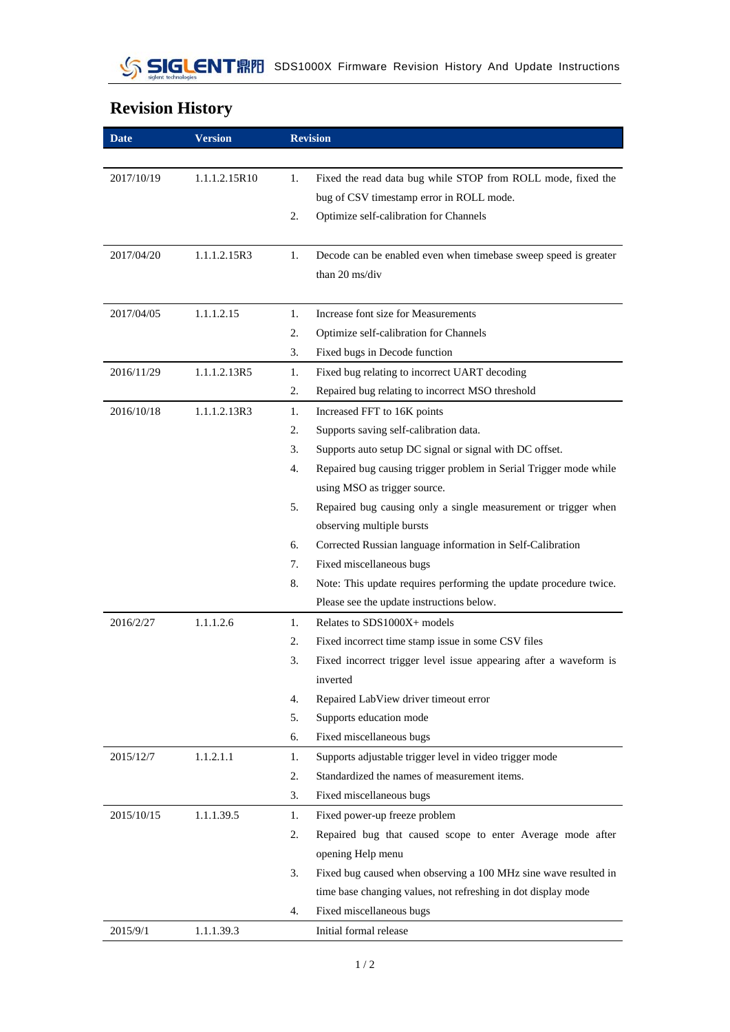# Revision History

| Date | Version | Revision |
|---|---|---|
| 2017/10/19 | 1.1.1.2.15R10 | 1. Fixed the read data bug while STOP from ROLL mode, fixed the bug of CSV timestamp error in ROLL mode.<br>2. Optimize self-calibration for Channels |
| 2017/04/20 | 1.1.1.2.15R3 | 1. Decode can be enabled even when timebase sweep speed is greater than 20 ms/div |
| 2017/04/05 | 1.1.1.2.15 | 1. Increase font size for Measurements<br>2. Optimize self-calibration for Channels<br>3. Fixed bugs in Decode function |
| 2016/11/29 | 1.1.1.2.13R5 | 1. Fixed bug relating to incorrect UART decoding<br>2. Repaired bug relating to incorrect MSO threshold |
| 2016/10/18 | 1.1.1.2.13R3 | 1. Increased FFT to 16K points<br>2. Supports saving self-calibration data.<br>3. Supports auto setup DC signal or signal with DC offset.<br>4. Repaired bug causing trigger problem in Serial Trigger mode while using MSO as trigger source.<br>5. Repaired bug causing only a single measurement or trigger when observing multiple bursts<br>6. Corrected Russian language information in Self-Calibration<br>7. Fixed miscellaneous bugs<br>8. Note: This update requires performing the update procedure twice. Please see the update instructions below. |
| 2016/2/27 | 1.1.1.2.6 | 1. Relates to SDS1000X+ models<br>2. Fixed incorrect time stamp issue in some CSV files<br>3. Fixed incorrect trigger level issue appearing after a waveform is inverted<br>4. Repaired LabView driver timeout error<br>5. Supports education mode<br>6. Fixed miscellaneous bugs |
| 2015/12/7 | 1.1.2.1.1 | 1. Supports adjustable trigger level in video trigger mode<br>2. Standardized the names of measurement items.<br>3. Fixed miscellaneous bugs |
| 2015/10/15 | 1.1.1.39.5 | 1. Fixed power-up freeze problem<br>2. Repaired bug that caused scope to enter Average mode after opening Help menu<br>3. Fixed bug caused when observing a 100 MHz sine wave resulted in time base changing values, not refreshing in dot display mode<br>4. Fixed miscellaneous bugs |
| 2015/9/1 | 1.1.1.39.3 | Initial formal release |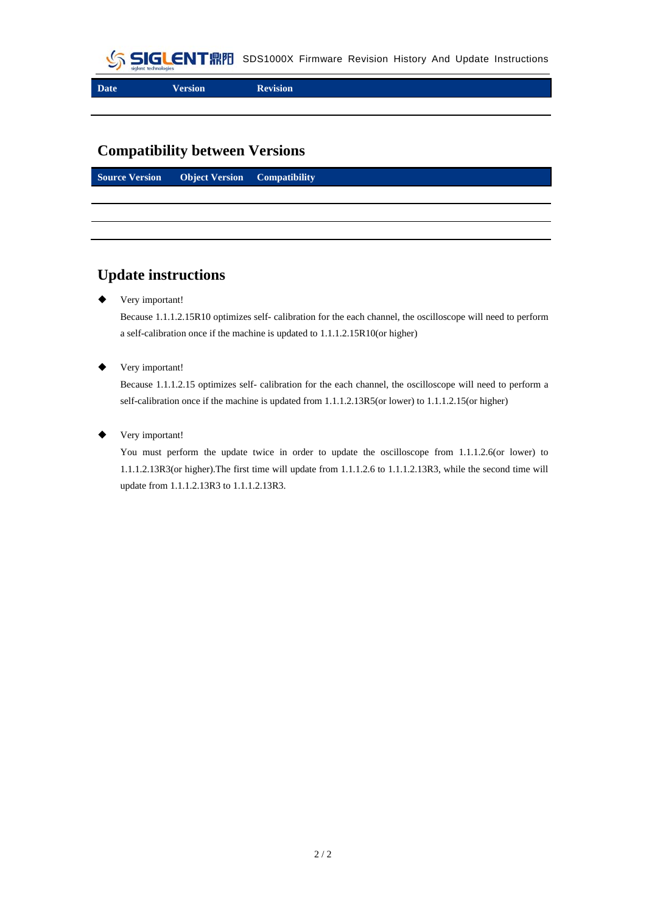| Date | Version | Revision |
|---|---|---|
| | | |

## Compatibility between Versions

| Source Version | Object Version | Compatibility |
|---|---|---|
| | | |
| | | |
| | | |

## Update instructions

- Very important!

  Because 1.1.1.2.15R10 optimizes self- calibration for the each channel, the oscilloscope will need to perform a self-calibration once if the machine is updated to 1.1.1.2.15R10(or higher)

- Very important!

  Because 1.1.1.2.15 optimizes self- calibration for the each channel, the oscilloscope will need to perform a self-calibration once if the machine is updated from 1.1.1.2.13R5(or lower) to 1.1.1.2.15(or higher)

- Very important!

  You must perform the update twice in order to update the oscilloscope from 1.1.1.2.6(or lower) to 1.1.1.2.13R3(or higher).The first time will update from 1.1.1.2.6 to 1.1.1.2.13R3, while the second time will update from 1.1.1.2.13R3 to 1.1.1.2.13R3.